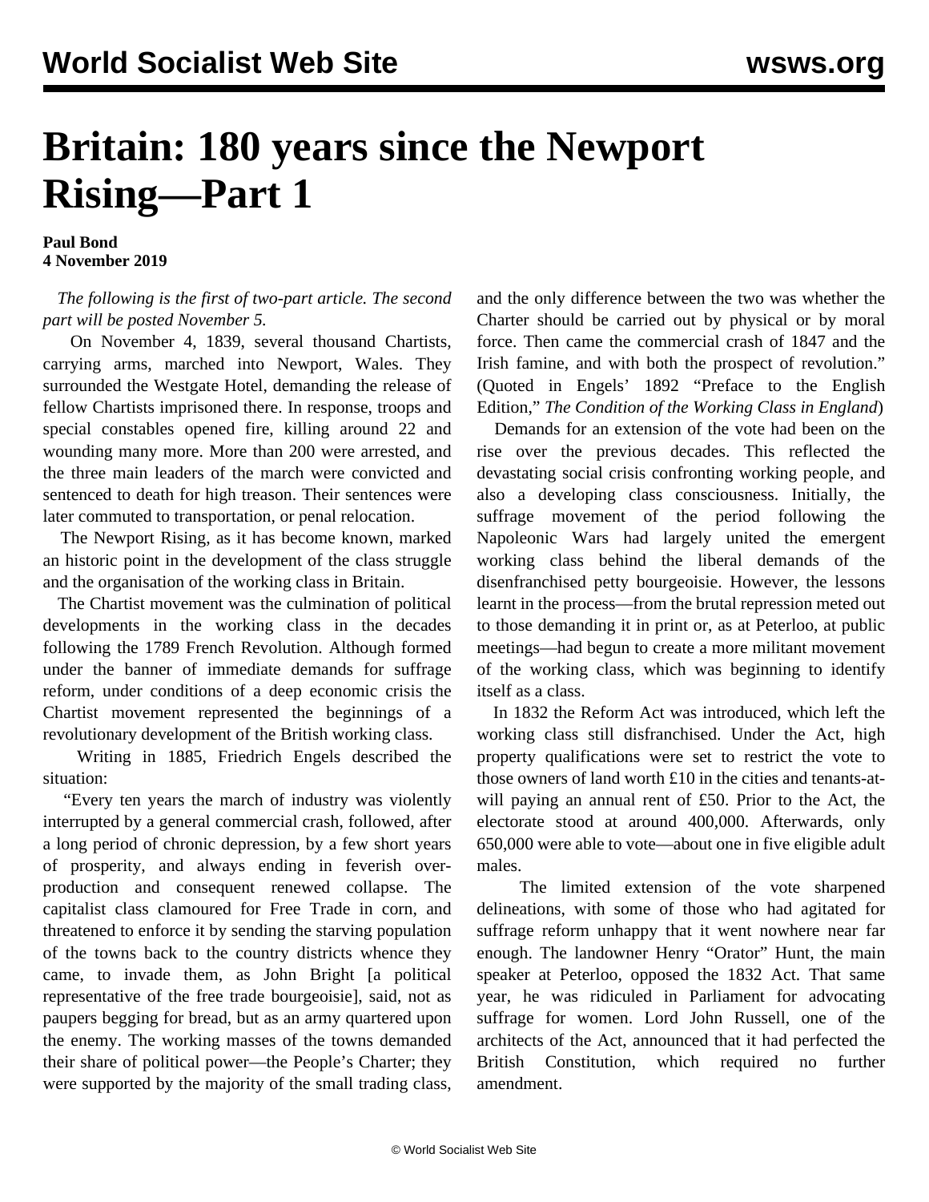# Britain: 180 years since the Newport Rising—Part 1

**Paul Bond**
**4 November 2019**

*The following is the first of two-part article. The second part will be posted November 5.*

On November 4, 1839, several thousand Chartists, carrying arms, marched into Newport, Wales. They surrounded the Westgate Hotel, demanding the release of fellow Chartists imprisoned there. In response, troops and special constables opened fire, killing around 22 and wounding many more. More than 200 were arrested, and the three main leaders of the march were convicted and sentenced to death for high treason. Their sentences were later commuted to transportation, or penal relocation.

The Newport Rising, as it has become known, marked an historic point in the development of the class struggle and the organisation of the working class in Britain.

The Chartist movement was the culmination of political developments in the working class in the decades following the 1789 French Revolution. Although formed under the banner of immediate demands for suffrage reform, under conditions of a deep economic crisis the Chartist movement represented the beginnings of a revolutionary development of the British working class.

Writing in 1885, Friedrich Engels described the situation:

"Every ten years the march of industry was violently interrupted by a general commercial crash, followed, after a long period of chronic depression, by a few short years of prosperity, and always ending in feverish over-production and consequent renewed collapse. The capitalist class clamoured for Free Trade in corn, and threatened to enforce it by sending the starving population of the towns back to the country districts whence they came, to invade them, as John Bright [a political representative of the free trade bourgeoisie], said, not as paupers begging for bread, but as an army quartered upon the enemy. The working masses of the towns demanded their share of political power—the People's Charter; they were supported by the majority of the small trading class, and the only difference between the two was whether the Charter should be carried out by physical or by moral force. Then came the commercial crash of 1847 and the Irish famine, and with both the prospect of revolution." (Quoted in Engels' 1892 "Preface to the English Edition," *The Condition of the Working Class in England*)

Demands for an extension of the vote had been on the rise over the previous decades. This reflected the devastating social crisis confronting working people, and also a developing class consciousness. Initially, the suffrage movement of the period following the Napoleonic Wars had largely united the emergent working class behind the liberal demands of the disenfranchised petty bourgeoisie. However, the lessons learnt in the process—from the brutal repression meted out to those demanding it in print or, as at Peterloo, at public meetings—had begun to create a more militant movement of the working class, which was beginning to identify itself as a class.

In 1832 the Reform Act was introduced, which left the working class still disfranchised. Under the Act, high property qualifications were set to restrict the vote to those owners of land worth £10 in the cities and tenants-at-will paying an annual rent of £50. Prior to the Act, the electorate stood at around 400,000. Afterwards, only 650,000 were able to vote—about one in five eligible adult males.

The limited extension of the vote sharpened delineations, with some of those who had agitated for suffrage reform unhappy that it went nowhere near far enough. The landowner Henry "Orator" Hunt, the main speaker at Peterloo, opposed the 1832 Act. That same year, he was ridiculed in Parliament for advocating suffrage for women. Lord John Russell, one of the architects of the Act, announced that it had perfected the British Constitution, which required no further amendment.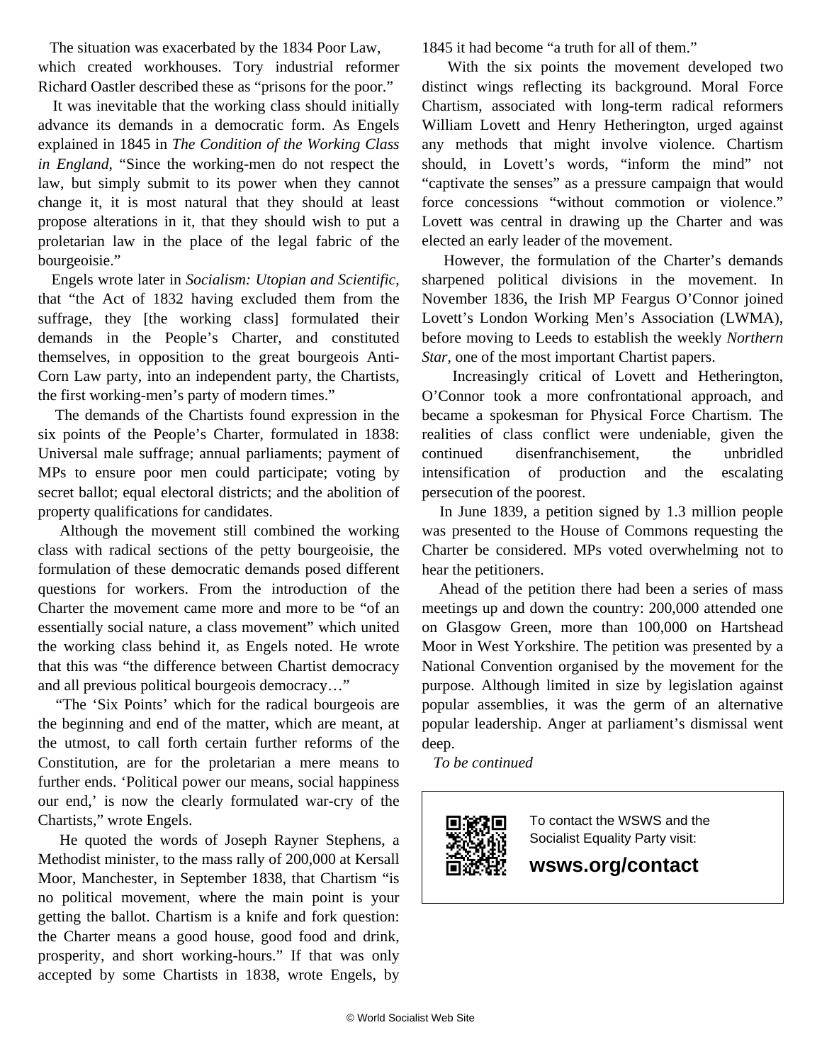The situation was exacerbated by the 1834 Poor Law, which created workhouses. Tory industrial reformer Richard Oastler described these as "prisons for the poor."

It was inevitable that the working class should initially advance its demands in a democratic form. As Engels explained in 1845 in *The Condition of the Working Class in England*, "Since the working-men do not respect the law, but simply submit to its power when they cannot change it, it is most natural that they should at least propose alterations in it, that they should wish to put a proletarian law in the place of the legal fabric of the bourgeoisie."

Engels wrote later in *Socialism: Utopian and Scientific*, that "the Act of 1832 having excluded them from the suffrage, they [the working class] formulated their demands in the People's Charter, and constituted themselves, in opposition to the great bourgeois Anti-Corn Law party, into an independent party, the Chartists, the first working-men's party of modern times."

The demands of the Chartists found expression in the six points of the People's Charter, formulated in 1838: Universal male suffrage; annual parliaments; payment of MPs to ensure poor men could participate; voting by secret ballot; equal electoral districts; and the abolition of property qualifications for candidates.

Although the movement still combined the working class with radical sections of the petty bourgeoisie, the formulation of these democratic demands posed different questions for workers. From the introduction of the Charter the movement came more and more to be "of an essentially social nature, a class movement" which united the working class behind it, as Engels noted. He wrote that this was "the difference between Chartist democracy and all previous political bourgeois democracy…"

"The 'Six Points' which for the radical bourgeois are the beginning and end of the matter, which are meant, at the utmost, to call forth certain further reforms of the Constitution, are for the proletarian a mere means to further ends. 'Political power our means, social happiness our end,' is now the clearly formulated war-cry of the Chartists," wrote Engels.

He quoted the words of Joseph Rayner Stephens, a Methodist minister, to the mass rally of 200,000 at Kersall Moor, Manchester, in September 1838, that Chartism "is no political movement, where the main point is your getting the ballot. Chartism is a knife and fork question: the Charter means a good house, good food and drink, prosperity, and short working-hours." If that was only accepted by some Chartists in 1838, wrote Engels, by 1845 it had become "a truth for all of them."

With the six points the movement developed two distinct wings reflecting its background. Moral Force Chartism, associated with long-term radical reformers William Lovett and Henry Hetherington, urged against any methods that might involve violence. Chartism should, in Lovett's words, "inform the mind" not "captivate the senses" as a pressure campaign that would force concessions "without commotion or violence." Lovett was central in drawing up the Charter and was elected an early leader of the movement.

However, the formulation of the Charter's demands sharpened political divisions in the movement. In November 1836, the Irish MP Feargus O'Connor joined Lovett's London Working Men's Association (LWMA), before moving to Leeds to establish the weekly *Northern Star*, one of the most important Chartist papers.

Increasingly critical of Lovett and Hetherington, O'Connor took a more confrontational approach, and became a spokesman for Physical Force Chartism. The realities of class conflict were undeniable, given the continued disenfranchisement, the unbridled intensification of production and the escalating persecution of the poorest.

In June 1839, a petition signed by 1.3 million people was presented to the House of Commons requesting the Charter be considered. MPs voted overwhelming not to hear the petitioners.

Ahead of the petition there had been a series of mass meetings up and down the country: 200,000 attended one on Glasgow Green, more than 100,000 on Hartshead Moor in West Yorkshire. The petition was presented by a National Convention organised by the movement for the purpose. Although limited in size by legislation against popular assemblies, it was the germ of an alternative popular leadership. Anger at parliament's dismissal went deep.

*To be continued*

To contact the WSWS and the Socialist Equality Party visit:

**wsws.org/contact**